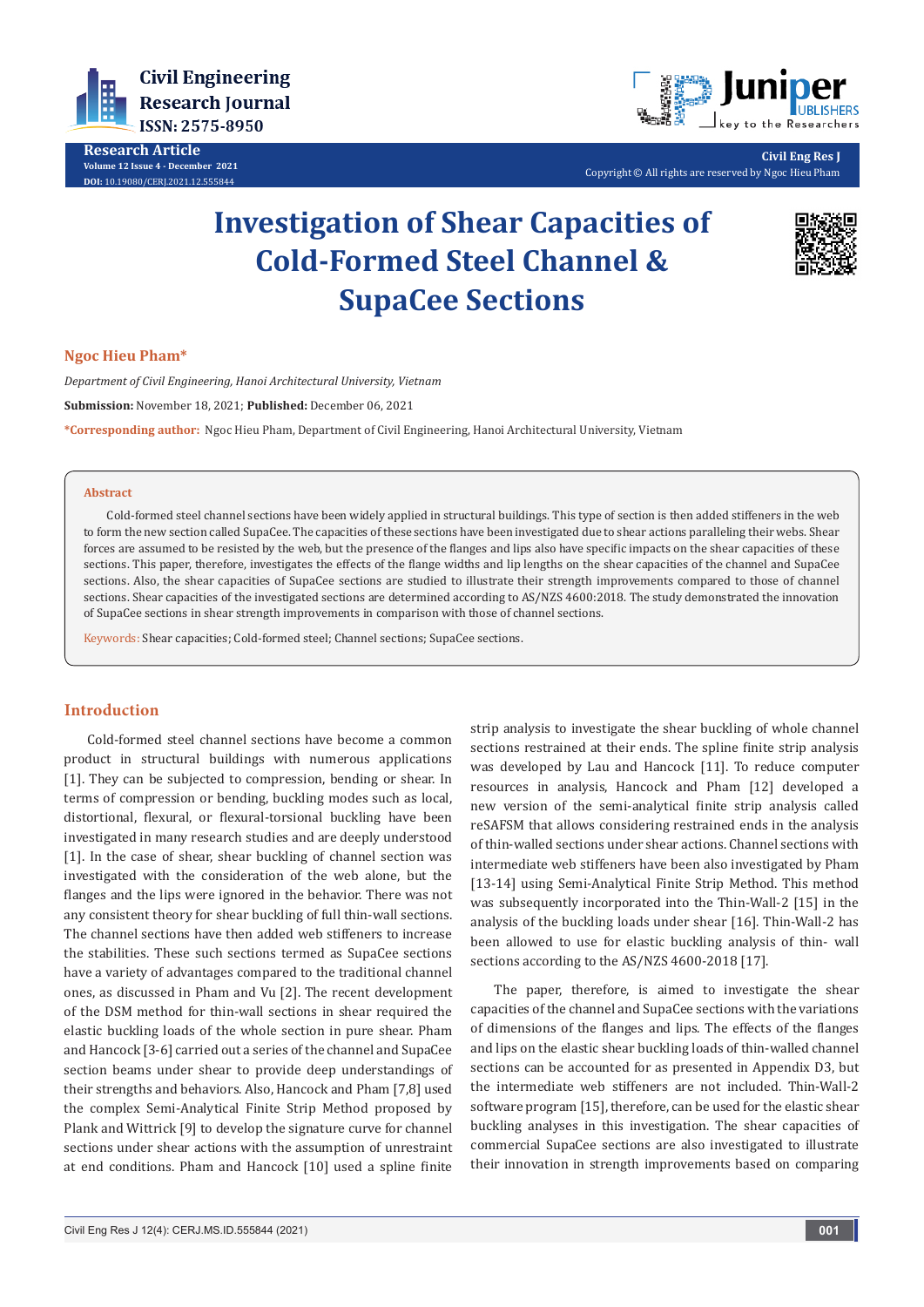**Research Article**

# Investigation of Shear Capacities of Cold-Formed Steel Channel & SupaCee Sections

**Ngoc Hieu Pham***

*Department of Civil Engineering, Hanoi Architectural University, Vietnam*

**Submission:** November 18, 2021; **Published:** December 06, 2021

***Corresponding author:** Ngoc Hieu Pham, Department of Civil Engineering, Hanoi Architectural University, Vietnam

### Abstract

Cold-formed steel channel sections have been widely applied in structural buildings. This type of section is then added stiffeners in the web to form the new section called SupaCee. The capacities of these sections have been investigated due to shear actions paralleling their webs. Shear forces are assumed to be resisted by the web, but the presence of the flanges and lips also have specific impacts on the shear capacities of these sections. This paper, therefore, investigates the effects of the flange widths and lip lengths on the shear capacities of the channel and SupaCee sections. Also, the shear capacities of SupaCee sections are studied to illustrate their strength improvements compared to those of channel sections. Shear capacities of the investigated sections are determined according to AS/NZS 4600:2018. The study demonstrated the innovation of SupaCee sections in shear strength improvements in comparison with those of channel sections.

**Keywords:** Shear capacities; Cold-formed steel; Channel sections; SupaCee sections.

## Introduction

Cold-formed steel channel sections have become a common product in structural buildings with numerous applications [1]. They can be subjected to compression, bending or shear. In terms of compression or bending, buckling modes such as local, distortional, flexural, or flexural-torsional buckling have been investigated in many research studies and are deeply understood [1]. In the case of shear, shear buckling of channel section was investigated with the consideration of the web alone, but the flanges and the lips were ignored in the behavior. There was not any consistent theory for shear buckling of full thin-wall sections. The channel sections have then added web stiffeners to increase the stabilities. These such sections termed as SupaCee sections have a variety of advantages compared to the traditional channel ones, as discussed in Pham and Vu [2]. The recent development of the DSM method for thin-wall sections in shear required the elastic buckling loads of the whole section in pure shear. Pham and Hancock [3-6] carried out a series of the channel and SupaCee section beams under shear to provide deep understandings of their strengths and behaviors. Also, Hancock and Pham [7,8] used the complex Semi-Analytical Finite Strip Method proposed by Plank and Wittrick [9] to develop the signature curve for channel sections under shear actions with the assumption of unrestraint at end conditions. Pham and Hancock [10] used a spline finite strip analysis to investigate the shear buckling of whole channel sections restrained at their ends. The spline finite strip analysis was developed by Lau and Hancock [11]. To reduce computer resources in analysis, Hancock and Pham [12] developed a new version of the semi-analytical finite strip analysis called reSAFSM that allows considering restrained ends in the analysis of thin-walled sections under shear actions. Channel sections with intermediate web stiffeners have been also investigated by Pham [13-14] using Semi-Analytical Finite Strip Method. This method was subsequently incorporated into the Thin-Wall-2 [15] in the analysis of the buckling loads under shear [16]. Thin-Wall-2 has been allowed to use for elastic buckling analysis of thin- wall sections according to the AS/NZS 4600-2018 [17].

The paper, therefore, is aimed to investigate the shear capacities of the channel and SupaCee sections with the variations of dimensions of the flanges and lips. The effects of the flanges and lips on the elastic shear buckling loads of thin-walled channel sections can be accounted for as presented in Appendix D3, but the intermediate web stiffeners are not included. Thin-Wall-2 software program [15], therefore, can be used for the elastic shear buckling analyses in this investigation. The shear capacities of commercial SupaCee sections are also investigated to illustrate their innovation in strength improvements based on comparing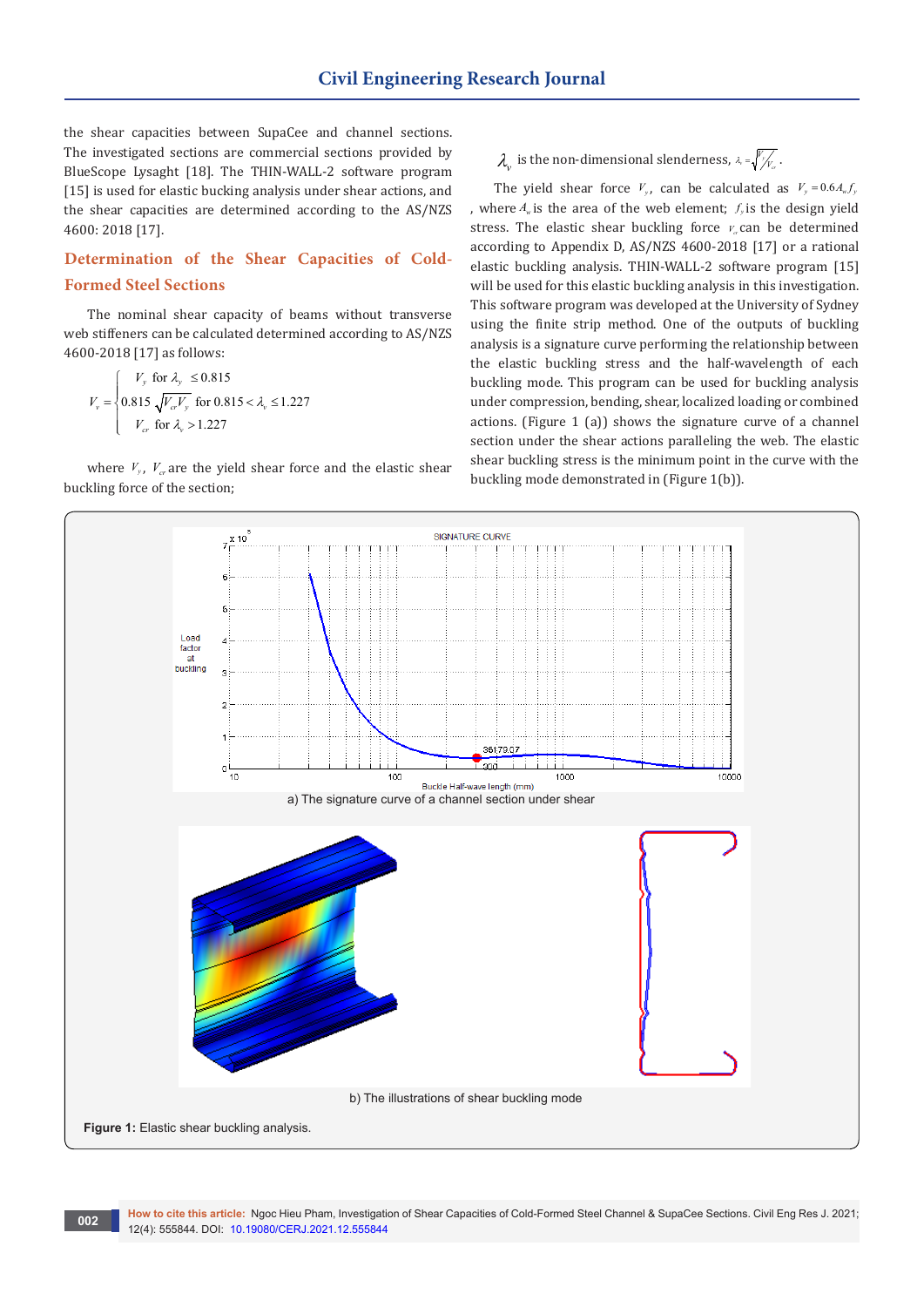the shear capacities between SupaCee and channel sections. The investigated sections are commercial sections provided by BlueScope Lysaght [18]. The THIN-WALL-2 software program [15] is used for elastic bucking analysis under shear actions, and the shear capacities are determined according to the AS/NZS 4600: 2018 [17].

## Determination of the Shear Capacities of Cold-Formed Steel Sections

The nominal shear capacity of beams without transverse web stiffeners can be calculated determined according to AS/NZS 4600-2018 [17] as follows:

$$V_v = \begin{cases} V_y & \text{for } \lambda_v \leq 0.815 \\ 0.815\sqrt{V_{cr}V_y} & \text{for } 0.815 < \lambda_v \leq 1.227 \\ V_{cr} & \text{for } \lambda_v > 1.227 \end{cases}$$

where $V_y$, $V_{cr}$ are the yield shear force and the elastic shear buckling force of the section;

$\lambda_v$ is the non-dimensional slenderness, $\lambda_v = \sqrt{V_y/V_{cr}}$.

The yield shear force $V_y$, can be calculated as $V_y = 0.6A_w f_y$, where $A_w$ is the area of the web element; $f_y$ is the design yield stress. The elastic shear buckling force $V_{cr}$ can be determined according to Appendix D, AS/NZS 4600-2018 [17] or a rational elastic buckling analysis. THIN-WALL-2 software program [15] will be used for this elastic buckling analysis in this investigation. This software program was developed at the University of Sydney using the finite strip method. One of the outputs of buckling analysis is a signature curve performing the relationship between the elastic buckling stress and the half-wavelength of each buckling mode. This program can be used for buckling analysis under compression, bending, shear, localized loading or combined actions. (Figure 1 (a)) shows the signature curve of a channel section under the shear actions paralleling the web. The elastic shear buckling stress is the minimum point in the curve with the buckling mode demonstrated in (Figure 1(b)).

a) The signature curve of a channel section under shear

b) The illustrations of shear buckling mode

**Figure 1:** Elastic shear buckling analysis.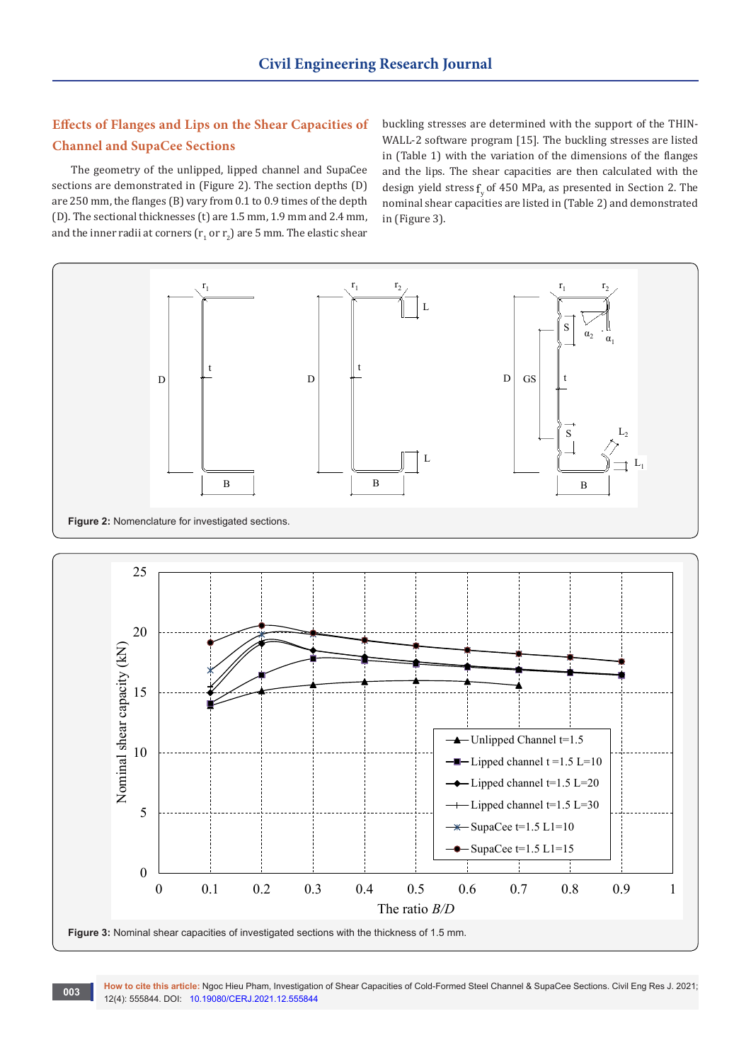## Effects of Flanges and Lips on the Shear Capacities of Channel and SupaCee Sections

The geometry of the unlipped, lipped channel and SupaCee sections are demonstrated in (Figure 2). The section depths (D) are 250 mm, the flanges (B) vary from 0.1 to 0.9 times of the depth (D). The sectional thicknesses (t) are 1.5 mm, 1.9 mm and 2.4 mm, and the inner radii at corners ($r_1$ or $r_2$) are 5 mm. The elastic shear buckling stresses are determined with the support of the THIN-WALL-2 software program [15]. The buckling stresses are listed in (Table 1) with the variation of the dimensions of the flanges and the lips. The shear capacities are then calculated with the design yield stress $f_y$ of 450 MPa, as presented in Section 2. The nominal shear capacities are listed in (Table 2) and demonstrated in (Figure 3).

**Figure 2:** Nomenclature for investigated sections.

**Figure 3:** Nominal shear capacities of investigated sections with the thickness of 1.5 mm.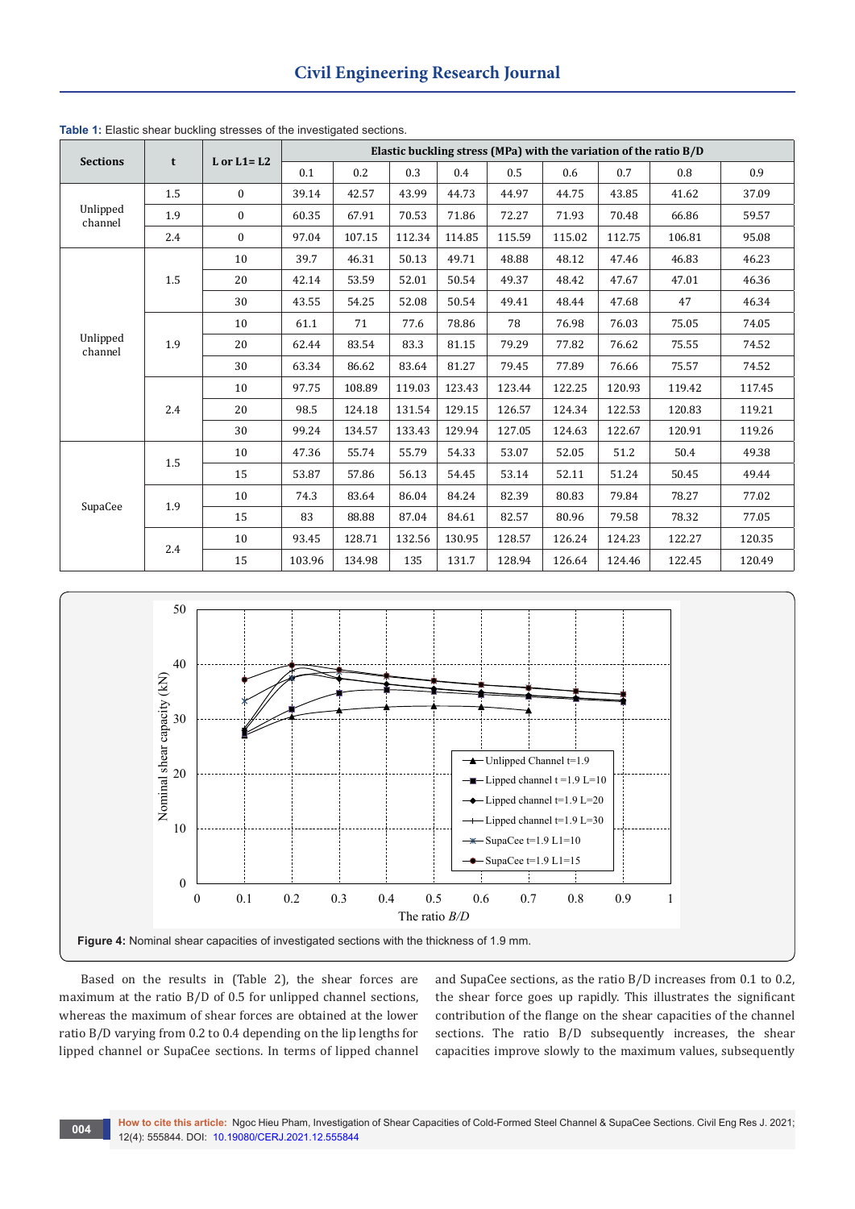**Table 1:** Elastic shear buckling stresses of the investigated sections.

| Sections | t | L or L1= L2 | Elastic buckling stress (MPa) with the variation of the ratio B/D | | | | | | | | |
|---|---|---|---|---|---|---|---|---|---|---|---|
| | | | 0.1 | 0.2 | 0.3 | 0.4 | 0.5 | 0.6 | 0.7 | 0.8 | 0.9 |
| Unlipped channel | 1.5 | 0 | 39.14 | 42.57 | 43.99 | 44.73 | 44.97 | 44.75 | 43.85 | 41.62 | 37.09 |
| | 1.9 | 0 | 60.35 | 67.91 | 70.53 | 71.86 | 72.27 | 71.93 | 70.48 | 66.86 | 59.57 |
| | 2.4 | 0 | 97.04 | 107.15 | 112.34 | 114.85 | 115.59 | 115.02 | 112.75 | 106.81 | 95.08 |
| Unlipped channel | 1.5 | 10 | 39.7 | 46.31 | 50.13 | 49.71 | 48.88 | 48.12 | 47.46 | 46.83 | 46.23 |
| | | 20 | 42.14 | 53.59 | 52.01 | 50.54 | 49.37 | 48.42 | 47.67 | 47.01 | 46.36 |
| | | 30 | 43.55 | 54.25 | 52.08 | 50.54 | 49.41 | 48.44 | 47.68 | 47 | 46.34 |
| | 1.9 | 10 | 61.1 | 71 | 77.6 | 78.86 | 78 | 76.98 | 76.03 | 75.05 | 74.05 |
| | | 20 | 62.44 | 83.54 | 83.3 | 81.15 | 79.29 | 77.82 | 76.62 | 75.55 | 74.52 |
| | | 30 | 63.34 | 86.62 | 83.64 | 81.27 | 79.45 | 77.89 | 76.66 | 75.57 | 74.52 |
| | 2.4 | 10 | 97.75 | 108.89 | 119.03 | 123.43 | 123.44 | 122.25 | 120.93 | 119.42 | 117.45 |
| | | 20 | 98.5 | 124.18 | 131.54 | 129.15 | 126.57 | 124.34 | 122.53 | 120.83 | 119.21 |
| | | 30 | 99.24 | 134.57 | 133.43 | 129.94 | 127.05 | 124.63 | 122.67 | 120.91 | 119.26 |
| SupaCee | 1.5 | 10 | 47.36 | 55.74 | 55.79 | 54.33 | 53.07 | 52.05 | 51.2 | 50.4 | 49.38 |
| | | 15 | 53.87 | 57.86 | 56.13 | 54.45 | 53.14 | 52.11 | 51.24 | 50.45 | 49.44 |
| | 1.9 | 10 | 74.3 | 83.64 | 86.04 | 84.24 | 82.39 | 80.83 | 79.84 | 78.27 | 77.02 |
| | | 15 | 83 | 88.88 | 87.04 | 84.61 | 82.57 | 80.96 | 79.58 | 78.32 | 77.05 |
| | 2.4 | 10 | 93.45 | 128.71 | 132.56 | 130.95 | 128.57 | 126.24 | 124.23 | 122.27 | 120.35 |
| | | 15 | 103.96 | 134.98 | 135 | 131.7 | 128.94 | 126.64 | 124.46 | 122.45 | 120.49 |

**Figure 4:** Nominal shear capacities of investigated sections with the thickness of 1.9 mm.

Based on the results in (Table 2), the shear forces are maximum at the ratio B/D of 0.5 for unlipped channel sections, whereas the maximum of shear forces are obtained at the lower ratio B/D varying from 0.2 to 0.4 depending on the lip lengths for lipped channel or SupaCee sections. In terms of lipped channel and SupaCee sections, as the ratio B/D increases from 0.1 to 0.2, the shear force goes up rapidly. This illustrates the significant contribution of the flange on the shear capacities of the channel sections. The ratio B/D subsequently increases, the shear capacities improve slowly to the maximum values, subsequently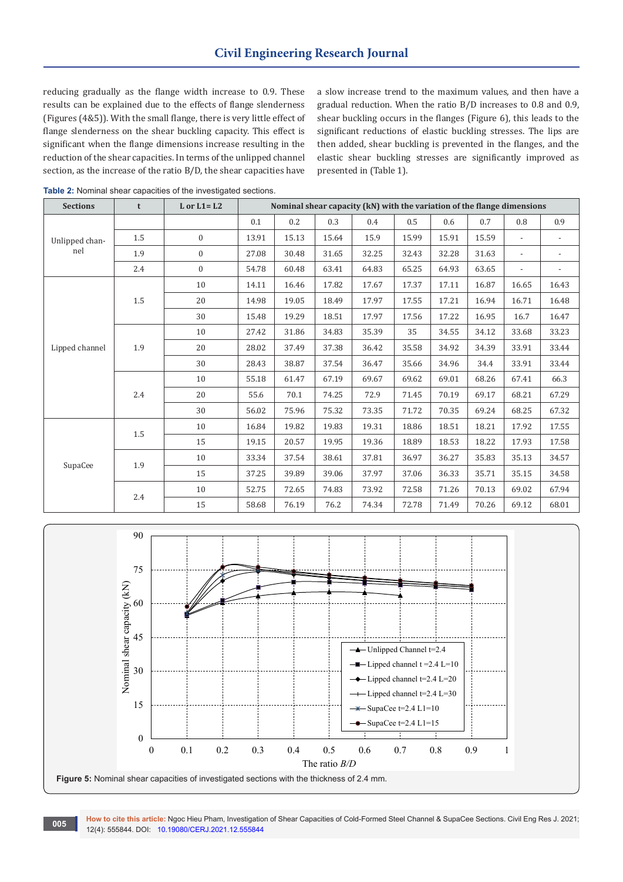reducing gradually as the flange width increase to 0.9. These results can be explained due to the effects of flange slenderness (Figures (4&5)). With the small flange, there is very little effect of flange slenderness on the shear buckling capacity. This effect is significant when the flange dimensions increase resulting in the reduction of the shear capacities. In terms of the unlipped channel section, as the increase of the ratio B/D, the shear capacities have a slow increase trend to the maximum values, and then have a gradual reduction. When the ratio B/D increases to 0.8 and 0.9, shear buckling occurs in the flanges (Figure 6), this leads to the significant reductions of elastic buckling stresses. The lips are then added, shear buckling is prevented in the flanges, and the elastic shear buckling stresses are significantly improved as presented in (Table 1).

**Table 2:** Nominal shear capacities of the investigated sections.

| Sections | t | L or L1= L2 | Nominal shear capacity (kN) with the variation of the flange dimensions | | | | | | | | |
|---|---|---|---|---|---|---|---|---|---|---|---|
| | | | 0.1 | 0.2 | 0.3 | 0.4 | 0.5 | 0.6 | 0.7 | 0.8 | 0.9 |
| Unlipped channel | 1.5 | 0 | 13.91 | 15.13 | 15.64 | 15.9 | 15.99 | 15.91 | 15.59 | - | - |
| | 1.9 | 0 | 27.08 | 30.48 | 31.65 | 32.25 | 32.43 | 32.28 | 31.63 | - | - |
| | 2.4 | 0 | 54.78 | 60.48 | 63.41 | 64.83 | 65.25 | 64.93 | 63.65 | - | - |
| Lipped channel | 1.5 | 10 | 14.11 | 16.46 | 17.82 | 17.67 | 17.37 | 17.11 | 16.87 | 16.65 | 16.43 |
| | | 20 | 14.98 | 19.05 | 18.49 | 17.97 | 17.55 | 17.21 | 16.94 | 16.71 | 16.48 |
| | | 30 | 15.48 | 19.29 | 18.51 | 17.97 | 17.56 | 17.22 | 16.95 | 16.7 | 16.47 |
| | 1.9 | 10 | 27.42 | 31.86 | 34.83 | 35.39 | 35 | 34.55 | 34.12 | 33.68 | 33.23 |
| | | 20 | 28.02 | 37.49 | 37.38 | 36.42 | 35.58 | 34.92 | 34.39 | 33.91 | 33.44 |
| | | 30 | 28.43 | 38.87 | 37.54 | 36.47 | 35.66 | 34.96 | 34.4 | 33.91 | 33.44 |
| | 2.4 | 10 | 55.18 | 61.47 | 67.19 | 69.67 | 69.62 | 69.01 | 68.26 | 67.41 | 66.3 |
| | | 20 | 55.6 | 70.1 | 74.25 | 72.9 | 71.45 | 70.19 | 69.17 | 68.21 | 67.29 |
| | | 30 | 56.02 | 75.96 | 75.32 | 73.35 | 71.72 | 70.35 | 69.24 | 68.25 | 67.32 |
| SupaCee | 1.5 | 10 | 16.84 | 19.82 | 19.83 | 19.31 | 18.86 | 18.51 | 18.21 | 17.92 | 17.55 |
| | | 15 | 19.15 | 20.57 | 19.95 | 19.36 | 18.89 | 18.53 | 18.22 | 17.93 | 17.58 |
| | 1.9 | 10 | 33.34 | 37.54 | 38.61 | 37.81 | 36.97 | 36.27 | 35.83 | 35.13 | 34.57 |
| | | 15 | 37.25 | 39.89 | 39.06 | 37.97 | 37.06 | 36.33 | 35.71 | 35.15 | 34.58 |
| | 2.4 | 10 | 52.75 | 72.65 | 74.83 | 73.92 | 72.58 | 71.26 | 70.13 | 69.02 | 67.94 |
| | | 15 | 58.68 | 76.19 | 76.2 | 74.34 | 72.78 | 71.49 | 70.26 | 69.12 | 68.01 |

**Figure 5:** Nominal shear capacities of investigated sections with the thickness of 2.4 mm.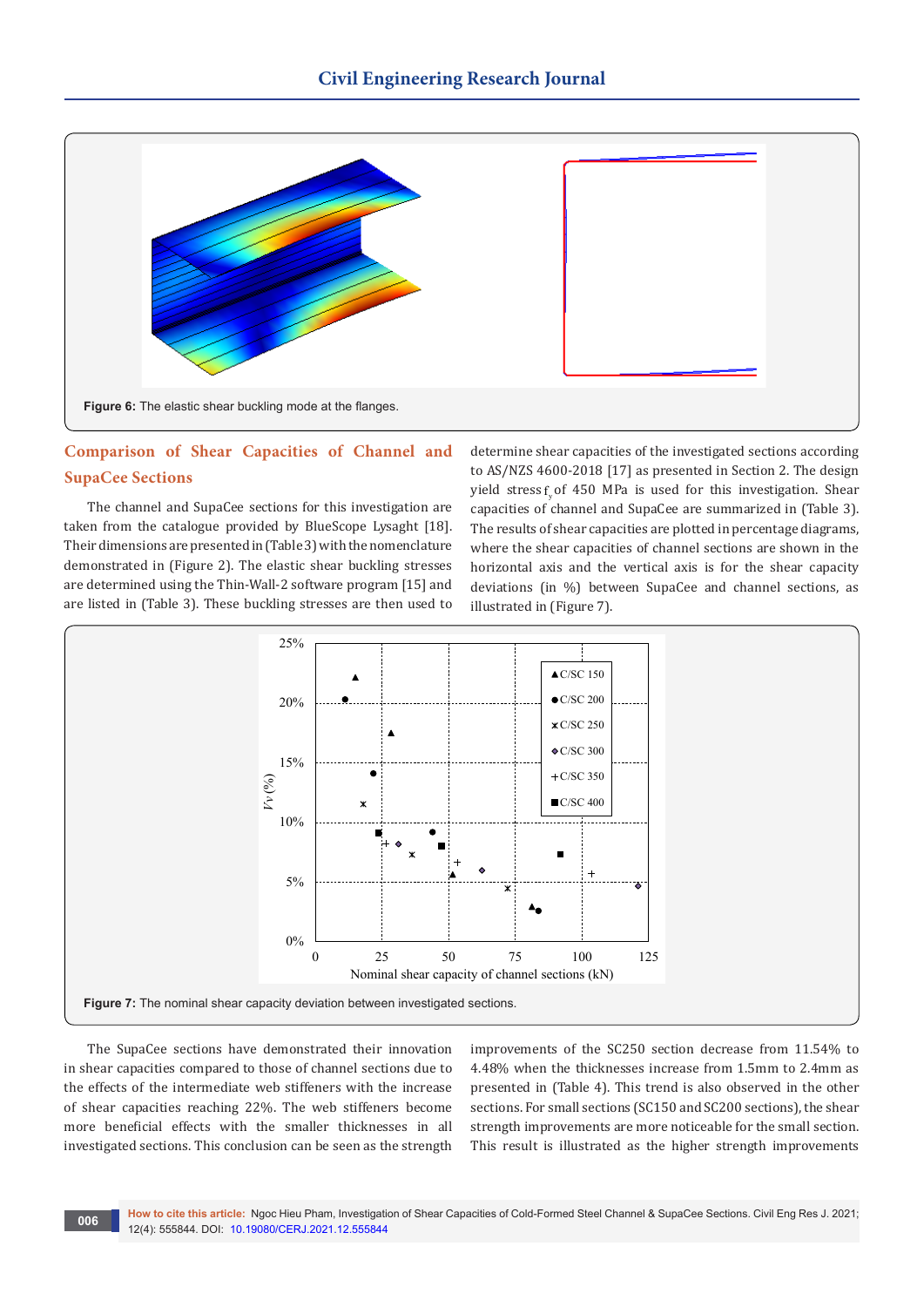Figure 6: The elastic shear buckling mode at the flanges.

## Comparison of Shear Capacities of Channel and SupaCee Sections

The channel and SupaCee sections for this investigation are taken from the catalogue provided by BlueScope Lysaght [18]. Their dimensions are presented in (Table 3) with the nomenclature demonstrated in (Figure 2). The elastic shear buckling stresses are determined using the Thin-Wall-2 software program [15] and are listed in (Table 3). These buckling stresses are then used to determine shear capacities of the investigated sections according to AS/NZS 4600-2018 [17] as presented in Section 2. The design yield stress $f_y$ of 450 MPa is used for this investigation. Shear capacities of channel and SupaCee are summarized in (Table 3). The results of shear capacities are plotted in percentage diagrams, where the shear capacities of channel sections are shown in the horizontal axis and the vertical axis is for the shear capacity deviations (in %) between SupaCee and channel sections, as illustrated in (Figure 7).

Figure 7: The nominal shear capacity deviation between investigated sections.

The SupaCee sections have demonstrated their innovation in shear capacities compared to those of channel sections due to the effects of the intermediate web stiffeners with the increase of shear capacities reaching 22%. The web stiffeners become more beneficial effects with the smaller thicknesses in all investigated sections. This conclusion can be seen as the strength improvements of the SC250 section decrease from 11.54% to 4.48% when the thicknesses increase from 1.5mm to 2.4mm as presented in (Table 4). This trend is also observed in the other sections. For small sections (SC150 and SC200 sections), the shear strength improvements are more noticeable for the small section. This result is illustrated as the higher strength improvements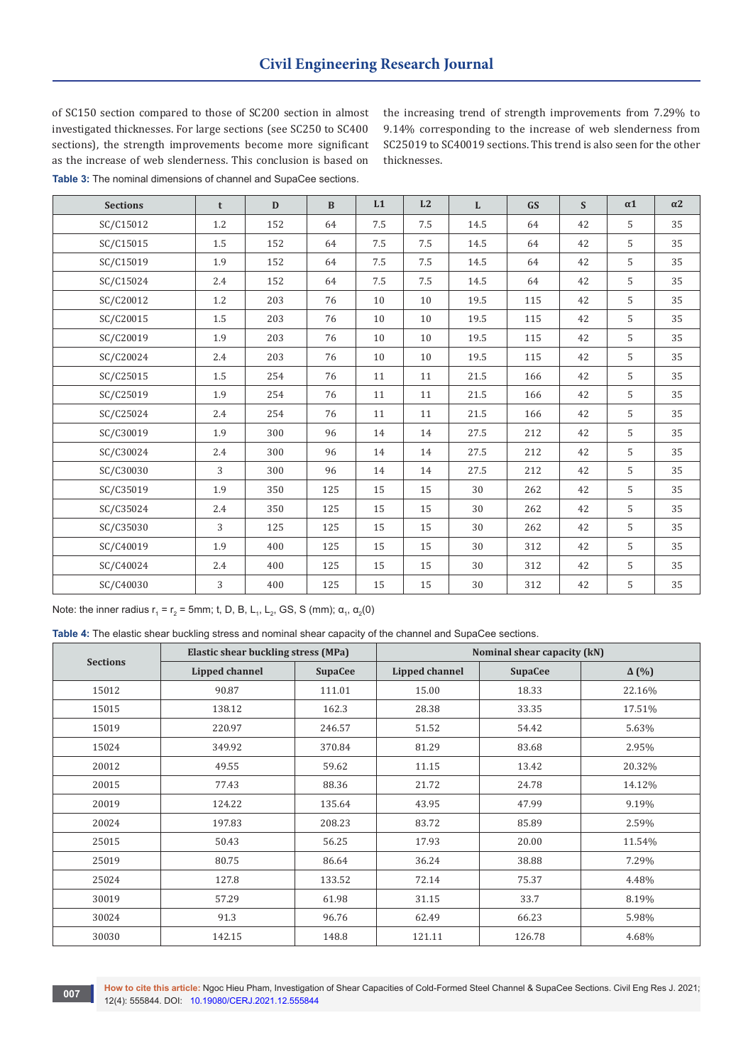of SC150 section compared to those of SC200 section in almost investigated thicknesses. For large sections (see SC250 to SC400 sections), the strength improvements become more significant as the increase of web slenderness. This conclusion is based on the increasing trend of strength improvements from 7.29% to 9.14% corresponding to the increase of web slenderness from SC25019 to SC40019 sections. This trend is also seen for the other thicknesses.

**Table 3:** The nominal dimensions of channel and SupaCee sections.

| Sections | t | D | B | L1 | L2 | L | GS | S | α1 | α2 |
|---|---|---|---|---|---|---|---|---|---|---|
| SC/C15012 | 1.2 | 152 | 64 | 7.5 | 7.5 | 14.5 | 64 | 42 | 5 | 35 |
| SC/C15015 | 1.5 | 152 | 64 | 7.5 | 7.5 | 14.5 | 64 | 42 | 5 | 35 |
| SC/C15019 | 1.9 | 152 | 64 | 7.5 | 7.5 | 14.5 | 64 | 42 | 5 | 35 |
| SC/C15024 | 2.4 | 152 | 64 | 7.5 | 7.5 | 14.5 | 64 | 42 | 5 | 35 |
| SC/C20012 | 1.2 | 203 | 76 | 10 | 10 | 19.5 | 115 | 42 | 5 | 35 |
| SC/C20015 | 1.5 | 203 | 76 | 10 | 10 | 19.5 | 115 | 42 | 5 | 35 |
| SC/C20019 | 1.9 | 203 | 76 | 10 | 10 | 19.5 | 115 | 42 | 5 | 35 |
| SC/C20024 | 2.4 | 203 | 76 | 10 | 10 | 19.5 | 115 | 42 | 5 | 35 |
| SC/C25015 | 1.5 | 254 | 76 | 11 | 11 | 21.5 | 166 | 42 | 5 | 35 |
| SC/C25019 | 1.9 | 254 | 76 | 11 | 11 | 21.5 | 166 | 42 | 5 | 35 |
| SC/C25024 | 2.4 | 254 | 76 | 11 | 11 | 21.5 | 166 | 42 | 5 | 35 |
| SC/C30019 | 1.9 | 300 | 96 | 14 | 14 | 27.5 | 212 | 42 | 5 | 35 |
| SC/C30024 | 2.4 | 300 | 96 | 14 | 14 | 27.5 | 212 | 42 | 5 | 35 |
| SC/C30030 | 3 | 300 | 96 | 14 | 14 | 27.5 | 212 | 42 | 5 | 35 |
| SC/C35019 | 1.9 | 350 | 125 | 15 | 15 | 30 | 262 | 42 | 5 | 35 |
| SC/C35024 | 2.4 | 350 | 125 | 15 | 15 | 30 | 262 | 42 | 5 | 35 |
| SC/C35030 | 3 | 125 | 125 | 15 | 15 | 30 | 262 | 42 | 5 | 35 |
| SC/C40019 | 1.9 | 400 | 125 | 15 | 15 | 30 | 312 | 42 | 5 | 35 |
| SC/C40024 | 2.4 | 400 | 125 | 15 | 15 | 30 | 312 | 42 | 5 | 35 |
| SC/C40030 | 3 | 400 | 125 | 15 | 15 | 30 | 312 | 42 | 5 | 35 |

Note: the inner radius $r_1 = r_2$ = 5mm; t, D, B, $L_1$, $L_2$, GS, S (mm); $\alpha_1$, $\alpha_2$(0)

**Table 4:** The elastic shear buckling stress and nominal shear capacity of the channel and SupaCee sections.

| Sections | Elastic shear buckling stress (MPa) | | Nominal shear capacity (kN) | | |
|---|---|---|---|---|---|
| | Lipped channel | SupaCee | Lipped channel | SupaCee | Δ (%) |
| 15012 | 90.87 | 111.01 | 15.00 | 18.33 | 22.16% |
| 15015 | 138.12 | 162.3 | 28.38 | 33.35 | 17.51% |
| 15019 | 220.97 | 246.57 | 51.52 | 54.42 | 5.63% |
| 15024 | 349.92 | 370.84 | 81.29 | 83.68 | 2.95% |
| 20012 | 49.55 | 59.62 | 11.15 | 13.42 | 20.32% |
| 20015 | 77.43 | 88.36 | 21.72 | 24.78 | 14.12% |
| 20019 | 124.22 | 135.64 | 43.95 | 47.99 | 9.19% |
| 20024 | 197.83 | 208.23 | 83.72 | 85.89 | 2.59% |
| 25015 | 50.43 | 56.25 | 17.93 | 20.00 | 11.54% |
| 25019 | 80.75 | 86.64 | 36.24 | 38.88 | 7.29% |
| 25024 | 127.8 | 133.52 | 72.14 | 75.37 | 4.48% |
| 30019 | 57.29 | 61.98 | 31.15 | 33.7 | 8.19% |
| 30024 | 91.3 | 96.76 | 62.49 | 66.23 | 5.98% |
| 30030 | 142.15 | 148.8 | 121.11 | 126.78 | 4.68% |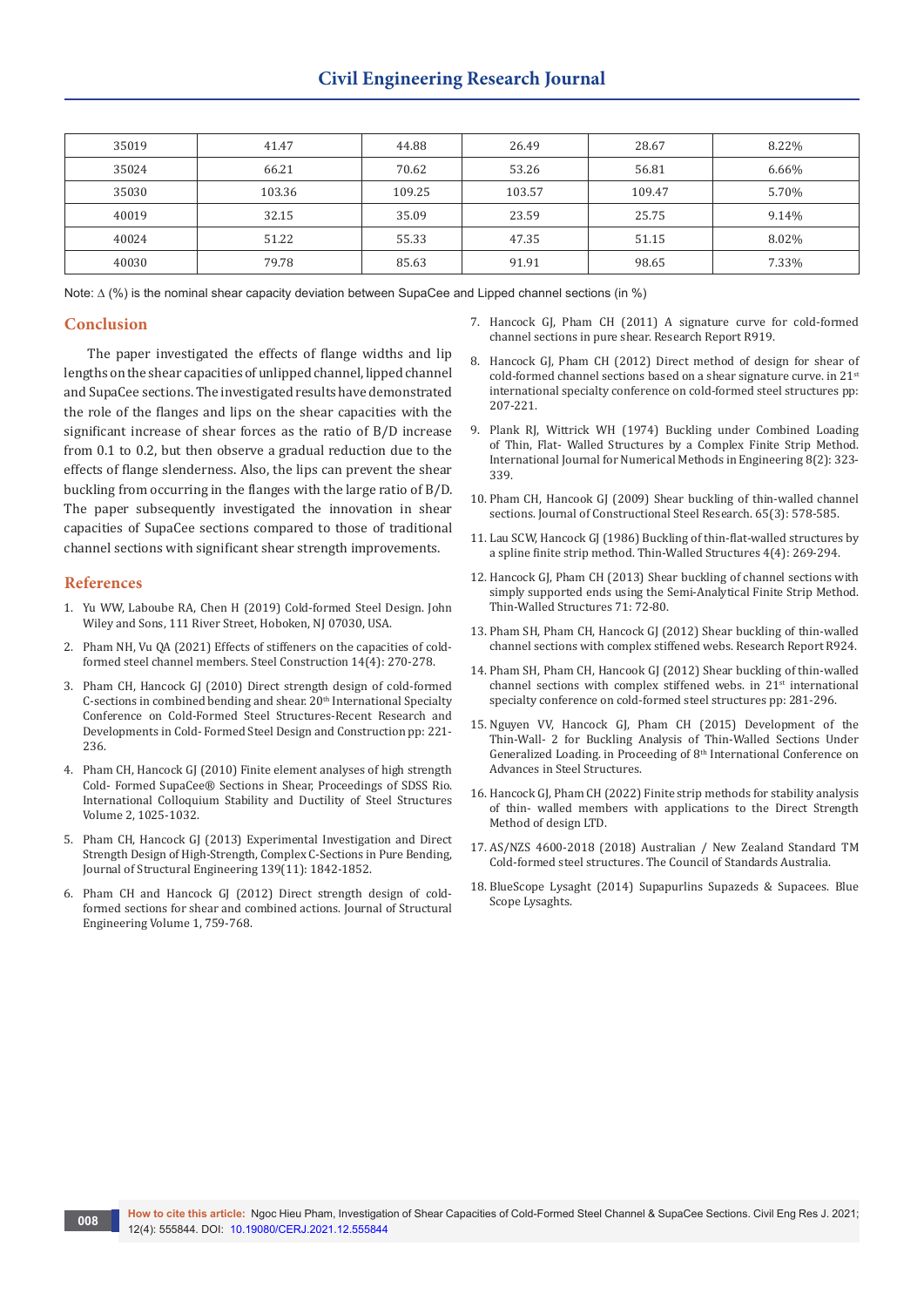| 35019 | 41.47 | 44.88 | 26.49 | 28.67 | 8.22% |
|---|---|---|---|---|---|
| 35024 | 66.21 | 70.62 | 53.26 | 56.81 | 6.66% |
| 35030 | 103.36 | 109.25 | 103.57 | 109.47 | 5.70% |
| 40019 | 32.15 | 35.09 | 23.59 | 25.75 | 9.14% |
| 40024 | 51.22 | 55.33 | 47.35 | 51.15 | 8.02% |
| 40030 | 79.78 | 85.63 | 91.91 | 98.65 | 7.33% |

Note: $\Delta$ (%) is the nominal shear capacity deviation between SupaCee and Lipped channel sections (in %)

## Conclusion

The paper investigated the effects of flange widths and lip lengths on the shear capacities of unlipped channel, lipped channel and SupaCee sections. The investigated results have demonstrated the role of the flanges and lips on the shear capacities with the significant increase of shear forces as the ratio of B/D increase from 0.1 to 0.2, but then observe a gradual reduction due to the effects of flange slenderness. Also, the lips can prevent the shear buckling from occurring in the flanges with the large ratio of B/D. The paper subsequently investigated the innovation in shear capacities of SupaCee sections compared to those of traditional channel sections with significant shear strength improvements.

## References

1. Yu WW, Laboube RA, Chen H (2019) Cold-formed Steel Design. John Wiley and Sons, 111 River Street, Hoboken, NJ 07030, USA.
2. Pham NH, Vu QA (2021) Effects of stiffeners on the capacities of cold-formed steel channel members. Steel Construction 14(4): 270-278.
3. Pham CH, Hancock GJ (2010) Direct strength design of cold-formed C-sections in combined bending and shear. 20th International Specialty Conference on Cold-Formed Steel Structures-Recent Research and Developments in Cold- Formed Steel Design and Construction pp: 221-236.
4. Pham CH, Hancock GJ (2010) Finite element analyses of high strength Cold- Formed SupaCee® Sections in Shear, Proceedings of SDSS Rio. International Colloquium Stability and Ductility of Steel Structures Volume 2, 1025-1032.
5. Pham CH, Hancock GJ (2013) Experimental Investigation and Direct Strength Design of High-Strength, Complex C-Sections in Pure Bending, Journal of Structural Engineering 139(11): 1842-1852.
6. Pham CH and Hancock GJ (2012) Direct strength design of cold-formed sections for shear and combined actions. Journal of Structural Engineering Volume 1, 759-768.
7. Hancock GJ, Pham CH (2011) A signature curve for cold-formed channel sections in pure shear. Research Report R919.
8. Hancock GJ, Pham CH (2012) Direct method of design for shear of cold-formed channel sections based on a shear signature curve. in 21st international specialty conference on cold-formed steel structures pp: 207-221.
9. Plank RJ, Wittrick WH (1974) Buckling under Combined Loading of Thin, Flat- Walled Structures by a Complex Finite Strip Method. International Journal for Numerical Methods in Engineering 8(2): 323-339.
10. Pham CH, Hancock GJ (2009) Shear buckling of thin-walled channel sections. Journal of Constructional Steel Research. 65(3): 578-585.
11. Lau SCW, Hancock GJ (1986) Buckling of thin-flat-walled structures by a spline finite strip method. Thin-Walled Structures 4(4): 269-294.
12. Hancock GJ, Pham CH (2013) Shear buckling of channel sections with simply supported ends using the Semi-Analytical Finite Strip Method. Thin-Walled Structures 71: 72-80.
13. Pham SH, Pham CH, Hancock GJ (2012) Shear buckling of thin-walled channel sections with complex stiffened webs. Research Report R924.
14. Pham SH, Pham CH, Hancock GJ (2012) Shear buckling of thin-walled channel sections with complex stiffened webs. in 21st international specialty conference on cold-formed steel structures pp: 281-296.
15. Nguyen VV, Hancock GJ, Pham CH (2015) Development of the Thin-Wall- 2 for Buckling Analysis of Thin-Walled Sections Under Generalized Loading. in Proceeding of 8th International Conference on Advances in Steel Structures.
16. Hancock GJ, Pham CH (2022) Finite strip methods for stability analysis of thin- walled members with applications to the Direct Strength Method of design LTD.
17. AS/NZS 4600-2018 (2018) Australian / New Zealand Standard TM Cold-formed steel structures. The Council of Standards Australia.
18. BlueScope Lysaght (2014) Supapurlins Supazeds & Supacees. Blue Scope Lysaghts.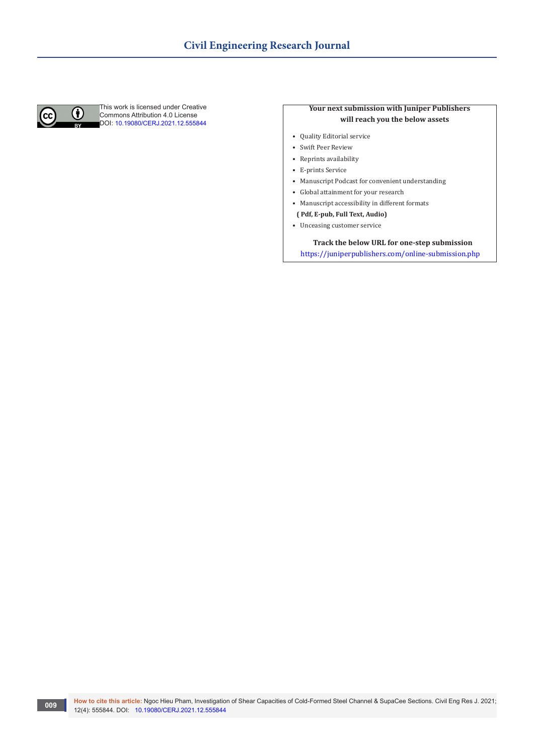This work is licensed under Creative Commons Attribution 4.0 License
DOI: 10.19080/CERJ.2021.12.555844

**Your next submission with Juniper Publishers will reach you the below assets**

- Quality Editorial service
- Swift Peer Review
- Reprints availability
- E-prints Service
- Manuscript Podcast for convenient understanding
- Global attainment for your research
- Manuscript accessibility in different formats

**( Pdf, E-pub, Full Text, Audio)**

- Unceasing customer service

**Track the below URL for one-step submission**
https://juniperpublishers.com/online-submission.php

**How to cite this article:** Ngoc Hieu Pham, Investigation of Shear Capacities of Cold-Formed Steel Channel & SupaCee Sections. Civil Eng Res J. 2021; 12(4): 555844. DOI: 10.19080/CERJ.2021.12.555844